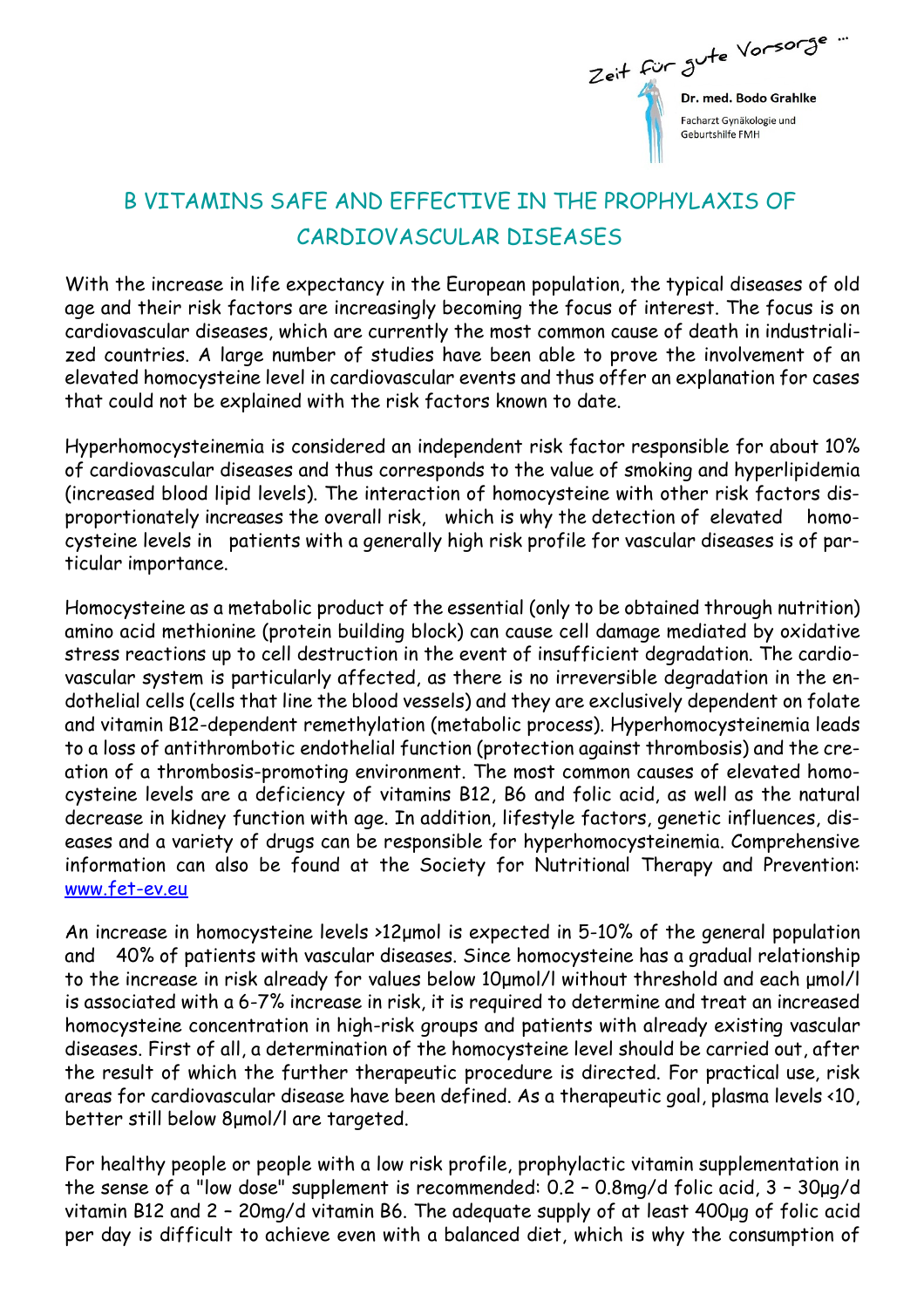Zeit für gute Vorsorge ...

**Dr. med. Bodo Grahlke**

Facharzt Gynäkologie und Geburtshilfe FMH

# B VITAMINS SAFE AND EFFECTIVE IN THE PROPHYLAXIS OF CARDIOVASCULAR DISEASES

With the increase in life expectancy in the European population, the typical diseases of old age and their risk factors are increasingly becoming the focus of interest. The focus is on cardiovascular diseases, which are currently the most common cause of death in industrialized countries. A large number of studies have been able to prove the involvement of an elevated homocysteine level in cardiovascular events and thus offer an explanation for cases that could not be explained with the risk factors known to date.

Hyperhomocysteinemia is considered an independent risk factor responsible for about 10% of cardiovascular diseases and thus corresponds to the value of smoking and hyperlipidemia (increased blood lipid levels). The interaction of homocysteine with other risk factors disproportionately increases the overall risk, which is why the detection of elevated homocysteine levels in patients with a generally high risk profile for vascular diseases is of particular importance.

Homocysteine as a metabolic product of the essential (only to be obtained through nutrition) amino acid methionine (protein building block) can cause cell damage mediated by oxidative stress reactions up to cell destruction in the event of insufficient degradation. The cardiovascular system is particularly affected, as there is no irreversible degradation in the endothelial cells (cells that line the blood vessels) and they are exclusively dependent on folate and vitamin B12-dependent remethylation (metabolic process). Hyperhomocysteinemia leads to a loss of antithrombotic endothelial function (protection against thrombosis) and the creation of a thrombosis-promoting environment. The most common causes of elevated homocysteine levels are a deficiency of vitamins B12, B6 and folic acid, as well as the natural decrease in kidney function with age. In addition, lifestyle factors, genetic influences, diseases and a variety of drugs can be responsible for hyperhomocysteinemia. Comprehensive information can also be found at the Society for Nutritional Therapy and Prevention: [www.fet-ev.eu](http://www.fet-ev.eu)

An increase in homocysteine levels >12µmol is expected in 5-10% of the general population and 40% of patients with vascular diseases. Since homocysteine has a gradual relationship to the increase in risk already for values below 10µmol/l without threshold and each µmol/l is associated with a 6-7% increase in risk, it is required to determine and treat an increased homocysteine concentration in high-risk groups and patients with already existing vascular diseases. First of all, a determination of the homocysteine level should be carried out, after the result of which the further therapeutic procedure is directed. For practical use, risk areas for cardiovascular disease have been defined. As a therapeutic goal, plasma levels <10, better still below 8µmol/l are targeted.

For healthy people or people with a low risk profile, prophylactic vitamin supplementation in the sense of a "low dose" supplement is recommended: 0.2 – 0.8mg/d folic acid, 3 – 30µg/d vitamin B12 and 2 – 20mg/d vitamin B6. The adequate supply of at least 400µg of folic acid per day is difficult to achieve even with a balanced diet, which is why the consumption of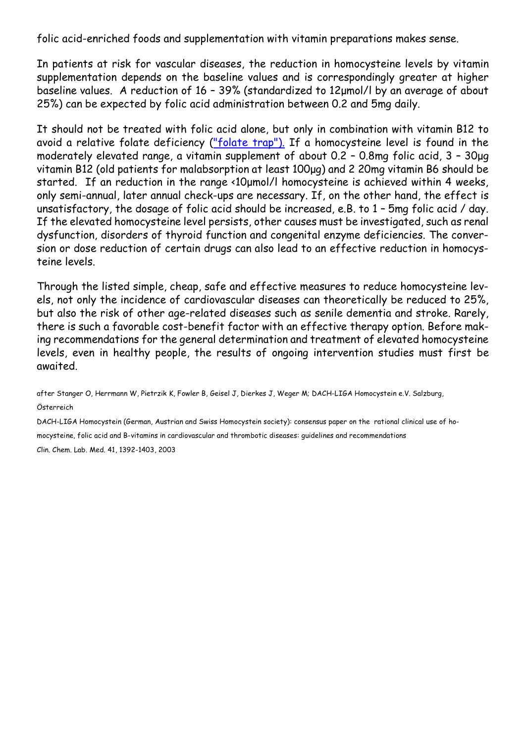folic acid-enriched foods and supplementation with vitamin preparations makes sense.

In patients at risk for vascular diseases, the reduction in homocysteine levels by vitamin supplementation depends on the baseline values and is correspondingly greater at higher baseline values. A reduction of 16 – 39% (standardized to 12µmol/l by an average of about 25%) can be expected by folic acid administration between 0.2 and 5mg daily.

It should not be treated with folic acid alone, but only in combination with vitamin B12 to avoid a relative folate deficiency ("folate trap"). If a homocysteine level is found in the moderately elevated range, a vitamin supplement of about 0.2 – 0.8mg folic acid, 3 – 30µg vitamin B12 (old patients for malabsorption at least 100µg) and 2 20mg vitamin B6 should be started. If an reduction in the range <10µmol/l homocysteine is achieved within 4 weeks, only semi-annual, later annual check-ups are necessary. If, on the other hand, the effect is unsatisfactory, the dosage of folic acid should be increased, e.B. to 1 – 5mg folic acid / day. If the elevated homocysteine level persists, other causes must be investigated, such as renal dysfunction, disorders of thyroid function and congenital enzyme deficiencies. The conversion or dose reduction of certain drugs can also lead to an effective reduction in homocysteine levels.

Through the listed simple, cheap, safe and effective measures to reduce homocysteine levels, not only the incidence of cardiovascular diseases can theoretically be reduced to 25%, but also the risk of other age-related diseases such as senile dementia and stroke. Rarely, there is such a favorable cost-benefit factor with an effective therapy option. Before making recommendations for the general determination and treatment of elevated homocysteine levels, even in healthy people, the results of ongoing intervention studies must first be awaited.

after Stanger O, Herrmann W, Pietrzik K, Fowler B, Geisel J, Dierkes J, Weger M; DACH-LIGA Homocystein e.V. Salzburg, Österreich

DACH-LIGA Homocystein (German, Austrian and Swiss Homocystein society): consensus paper on the rational clinical use of homocysteine, folic acid and B-vitamins in cardiovascular and thrombotic diseases: guidelines and recommendations

Clin. Chem. Lab. Med. 41, 1392-1403, 2003